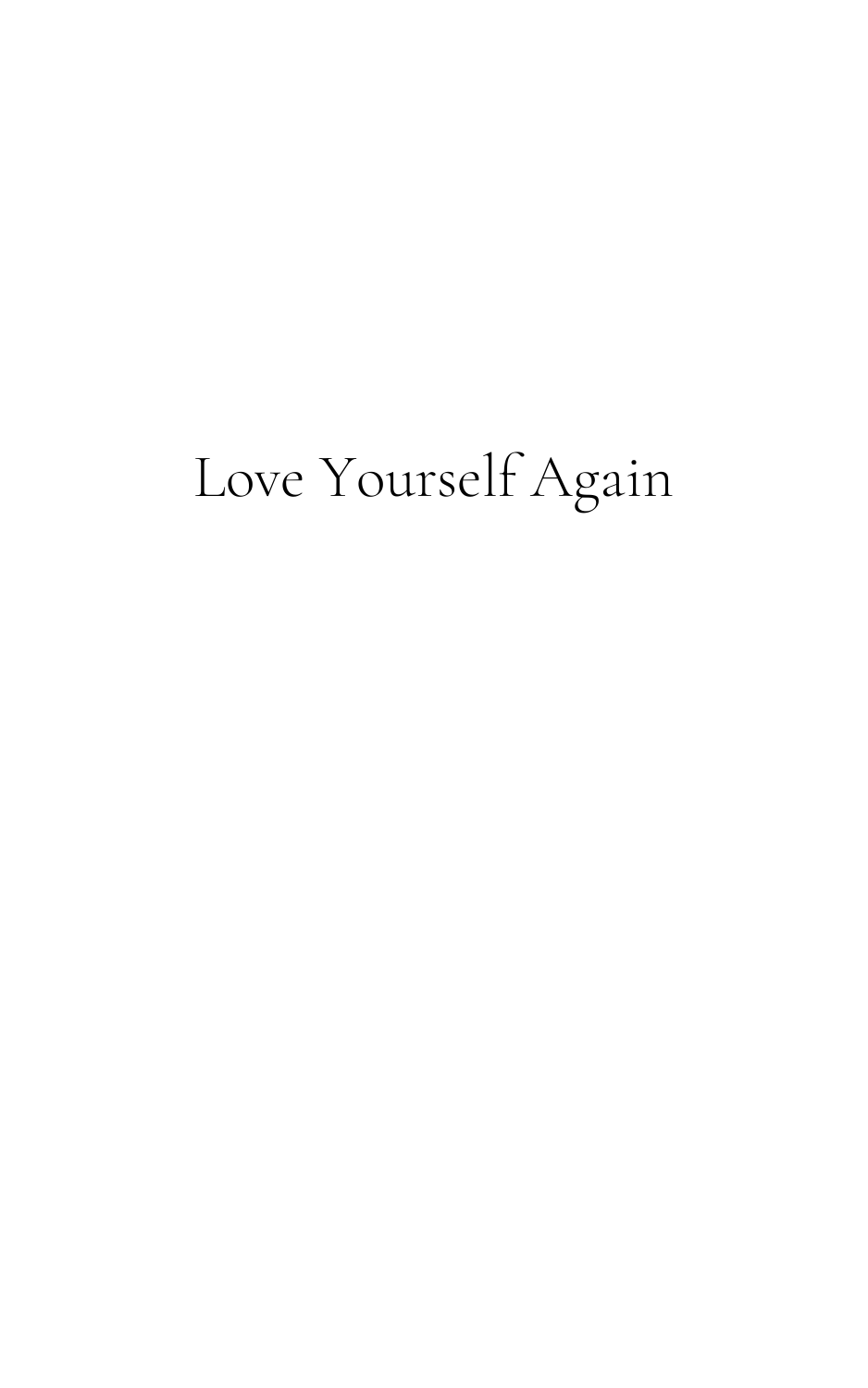# Love Yourself Again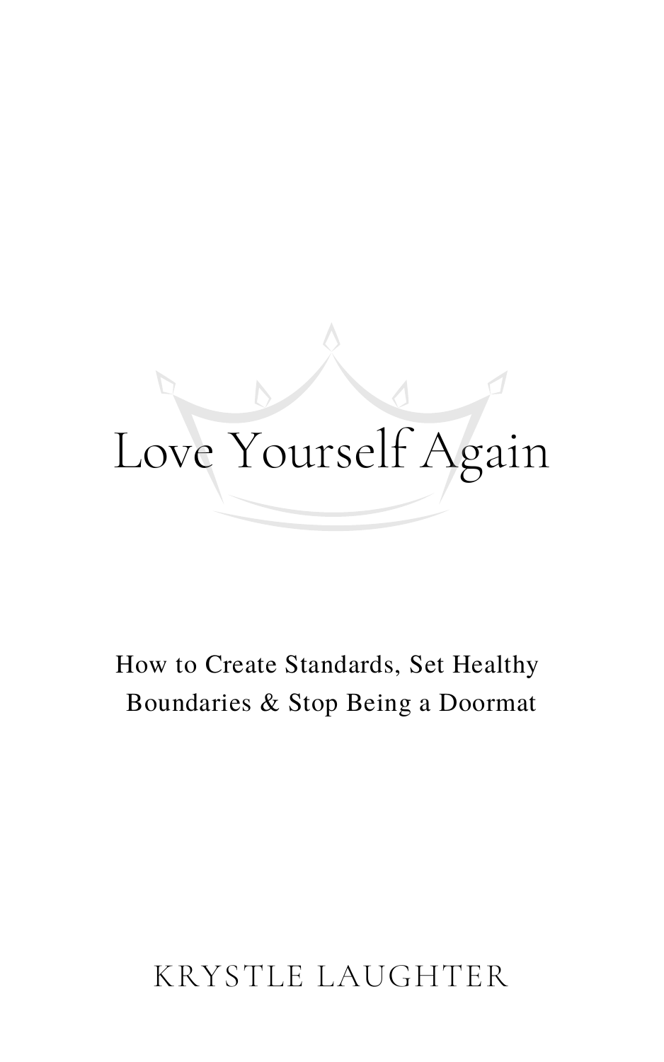# Love Yourself Again

How to Create Standards, Set Healthy Boundaries & Stop Being a Doormat

KRYSTLE LAUGHTER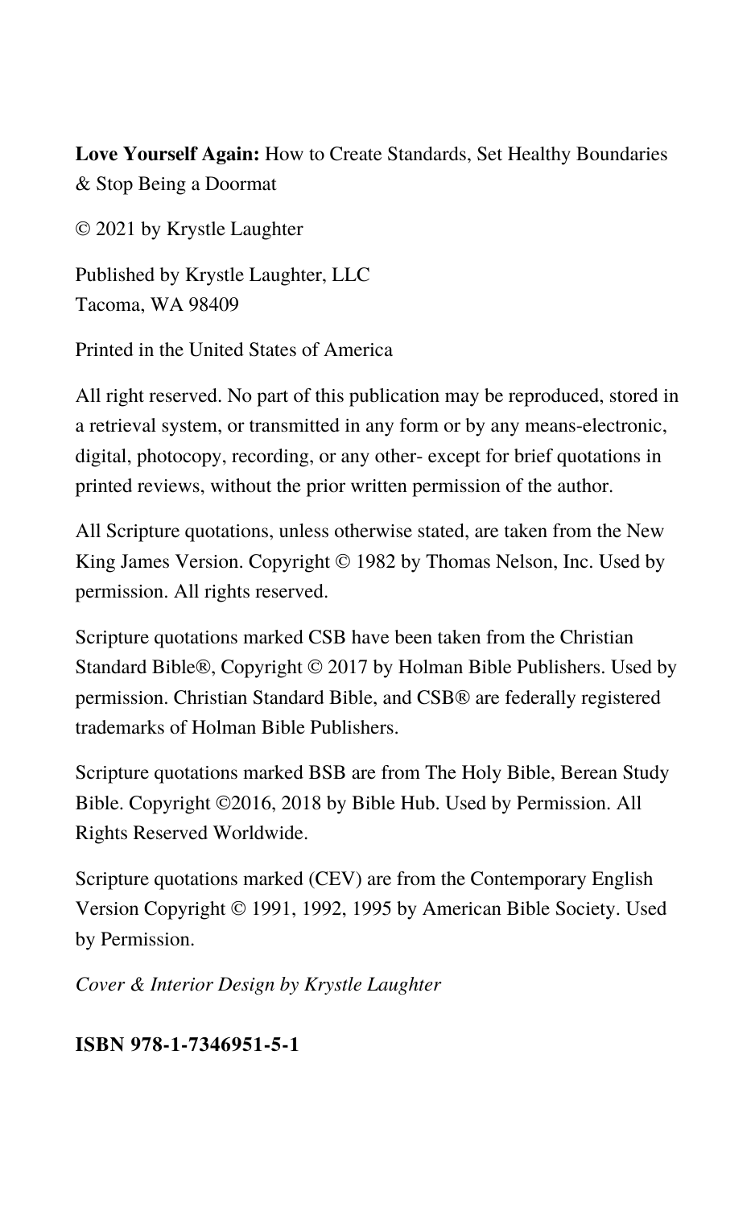**Love Yourself Again:** How to Create Standards, Set Healthy Boundaries & Stop Being a Doormat

© 2021 by Krystle Laughter

Published by Krystle Laughter, LLC
Tacoma, WA 98409

Printed in the United States of America

All right reserved. No part of this publication may be reproduced, stored in a retrieval system, or transmitted in any form or by any means-electronic, digital, photocopy, recording, or any other- except for brief quotations in printed reviews, without the prior written permission of the author.

All Scripture quotations, unless otherwise stated, are taken from the New King James Version. Copyright © 1982 by Thomas Nelson, Inc. Used by permission. All rights reserved.

Scripture quotations marked CSB have been taken from the Christian Standard Bible®, Copyright © 2017 by Holman Bible Publishers. Used by permission. Christian Standard Bible, and CSB® are federally registered trademarks of Holman Bible Publishers.

Scripture quotations marked BSB are from The Holy Bible, Berean Study Bible. Copyright ©2016, 2018 by Bible Hub. Used by Permission. All Rights Reserved Worldwide.

Scripture quotations marked (CEV) are from the Contemporary English Version Copyright © 1991, 1992, 1995 by American Bible Society. Used by Permission.

*Cover & Interior Design by Krystle Laughter*

**ISBN 978-1-7346951-5-1**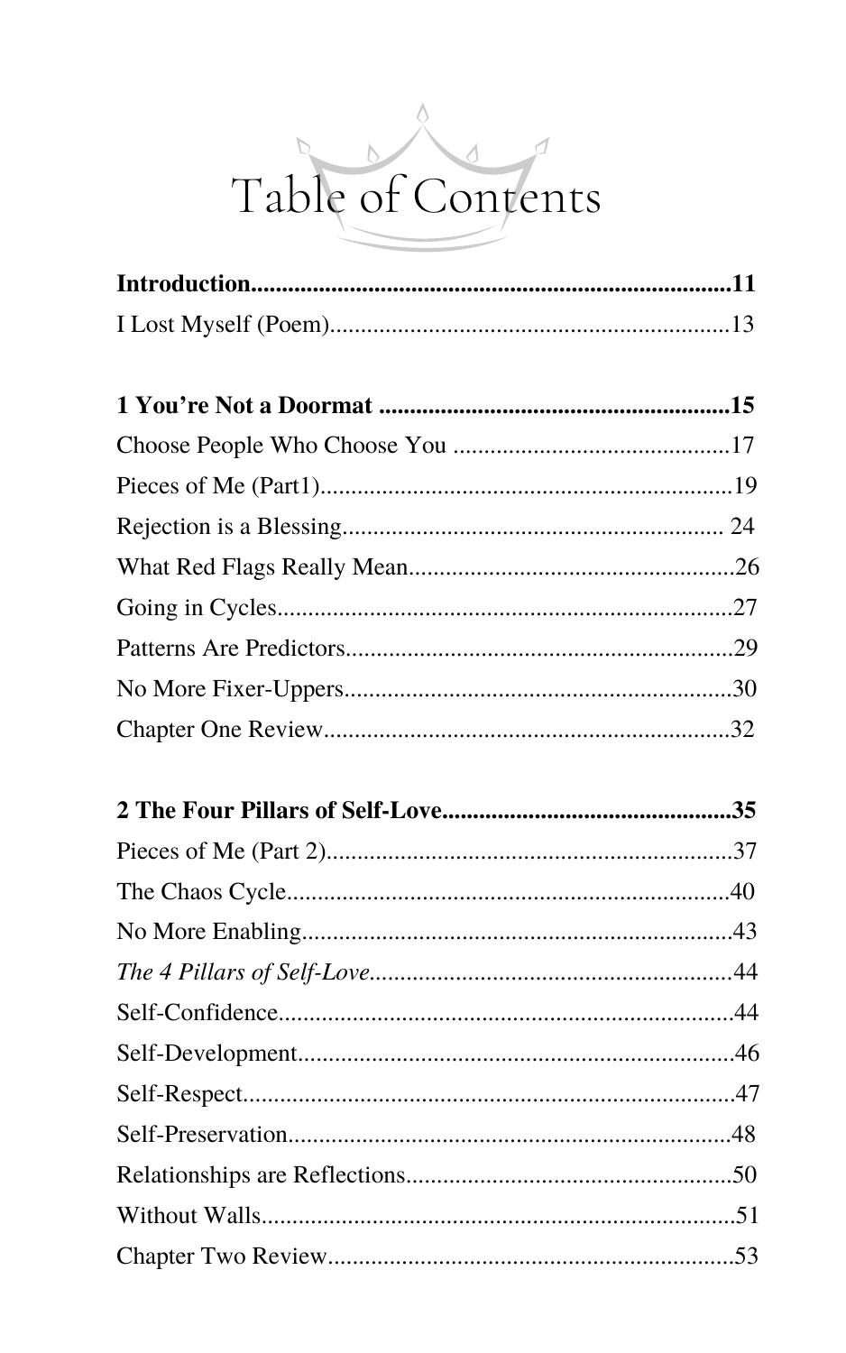# Table of Contents

**Introduction..............................................................................11**
I Lost Myself (Poem)................................................................13

**1 You're Not a Doormat .........................................................15**
Choose People Who Choose You .............................................17
Pieces of Me (Part1)...................................................................19
Rejection is a Blessing.............................................................. 24
What Red Flags Really Mean......................................................26
Going in Cycles..........................................................................27
Patterns Are Predictors...............................................................29
No More Fixer-Uppers...............................................................30
Chapter One Review..................................................................32

**2 The Four Pillars of Self-Love...............................................35**
Pieces of Me (Part 2)..................................................................37
The Chaos Cycle........................................................................40
No More Enabling......................................................................43
*The 4 Pillars of Self-Love*...........................................................44
Self-Confidence..........................................................................44
Self-Development.......................................................................46
Self-Respect................................................................................47
Self-Preservation........................................................................48
Relationships are Reflections.....................................................50
Without Walls.............................................................................51
Chapter Two Review..................................................................53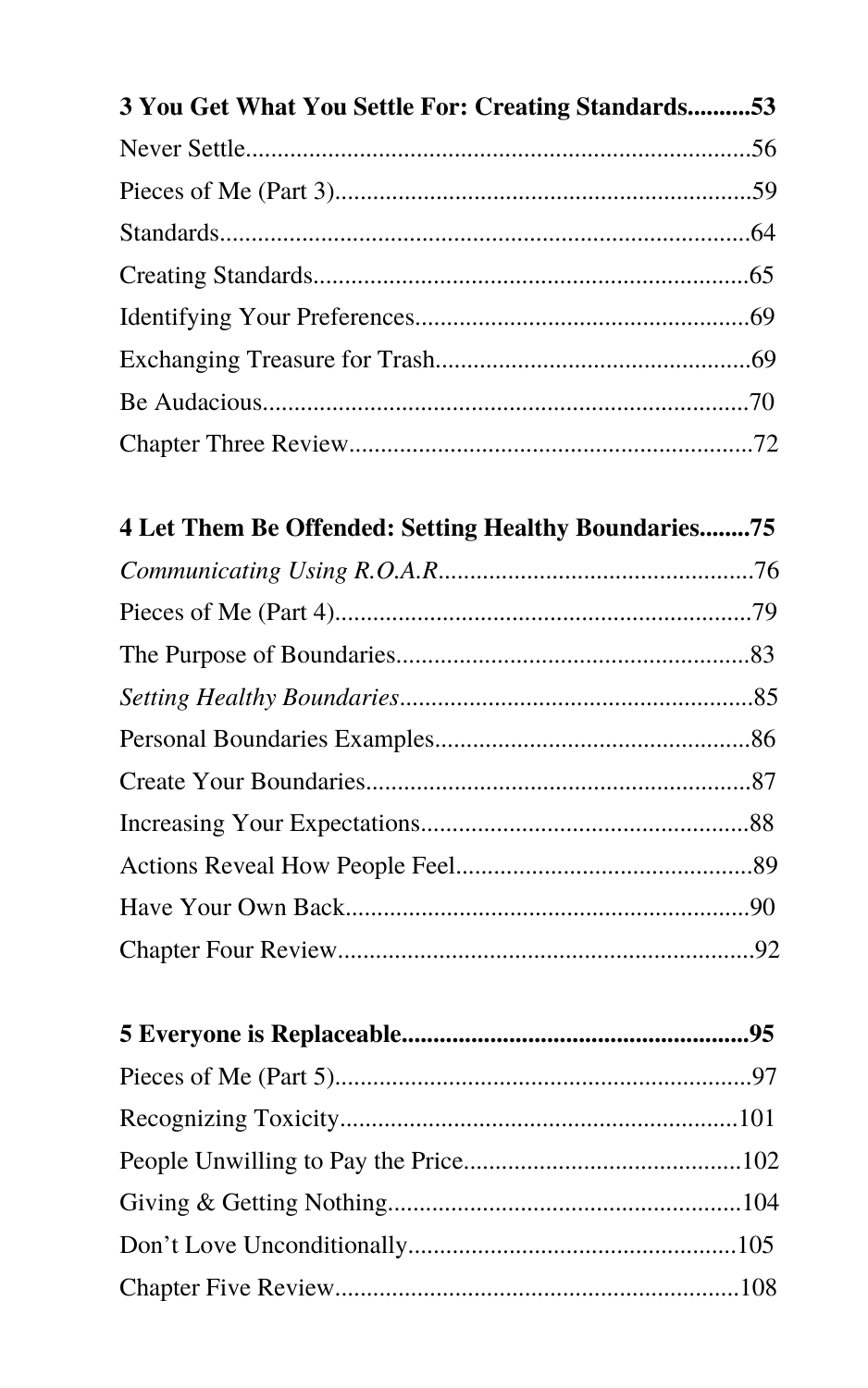**3 You Get What You Settle For: Creating Standards..........53**

Never Settle..............................................................................56

Pieces of Me (Part 3)................................................................59

Standards..................................................................................64

Creating Standards....................................................................65

Identifying Your Preferences....................................................69

Exchanging Treasure for Trash.................................................69

Be Audacious............................................................................70

Chapter Three Review...............................................................72

**4 Let Them Be Offended: Setting Healthy Boundaries........75**

*Communicating Using R.O.A.R*..................................................76

Pieces of Me (Part 4).................................................................79

The Purpose of Boundaries.......................................................83

*Setting Healthy Boundaries*.......................................................85

Personal Boundaries Examples.................................................86

Create Your Boundaries............................................................87

Increasing Your Expectations...................................................88

Actions Reveal How People Feel..............................................89

Have Your Own Back...............................................................90

Chapter Four Review................................................................92

**5 Everyone is Replaceable......................................................95**

Pieces of Me (Part 5).................................................................97

Recognizing Toxicity..............................................................101

People Unwilling to Pay the Price...........................................102

Giving & Getting Nothing........................................................104

Don't Love Unconditionally....................................................105

Chapter Five Review...............................................................108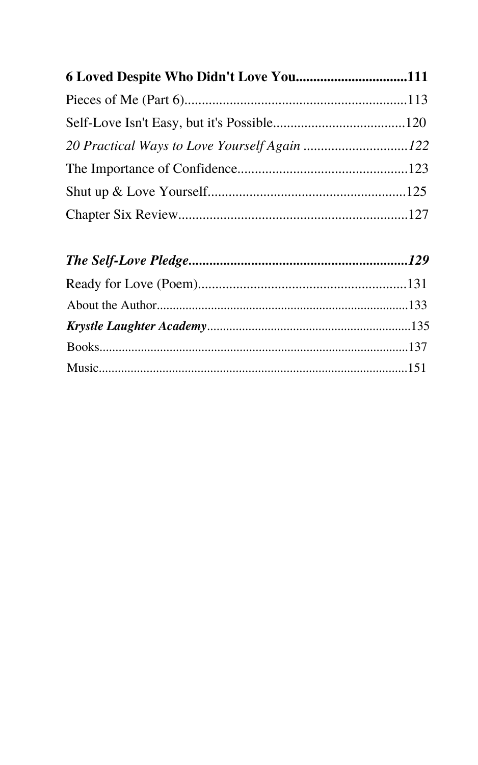**6 Loved Despite Who Didn't Love You................................111**

Pieces of Me (Part 6)................................................................113

Self-Love Isn't Easy, but it's Possible......................................120

*20 Practical Ways to Love Yourself Again ..............................122*

The Importance of Confidence.................................................123

Shut up & Love Yourself........................................................125

Chapter Six Review..................................................................127

***The Self-Love Pledge...............................................................129***

Ready for Love (Poem)............................................................131

About the Author.............................................................................133

***Krystle Laughter Academy***................................................................135

Books.................................................................................................137

Music.................................................................................................151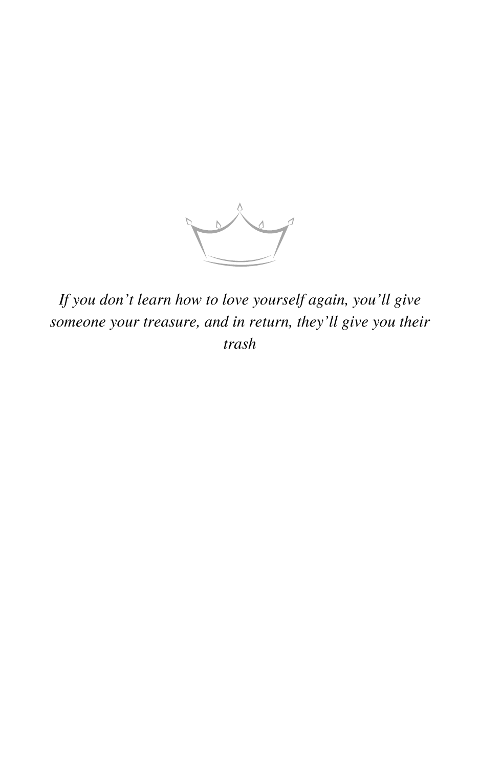*If you don’t learn how to love yourself again, you’ll give someone your treasure, and in return, they’ll give you their trash*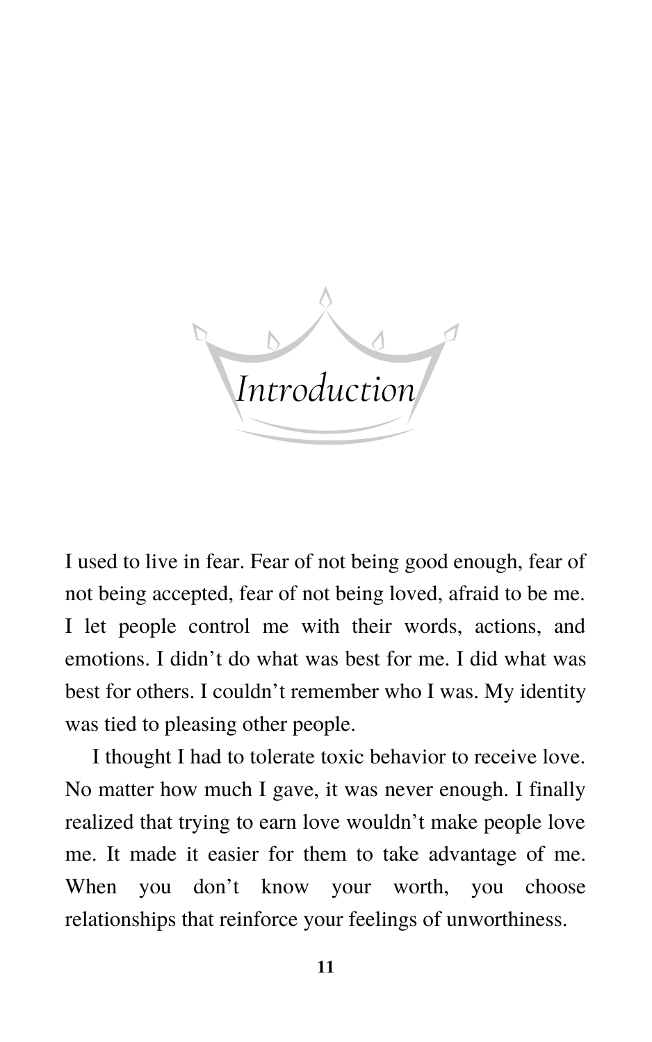# *Introduction*

I used to live in fear. Fear of not being good enough, fear of not being accepted, fear of not being loved, afraid to be me. I let people control me with their words, actions, and emotions. I didn't do what was best for me. I did what was best for others. I couldn't remember who I was. My identity was tied to pleasing other people.

I thought I had to tolerate toxic behavior to receive love. No matter how much I gave, it was never enough. I finally realized that trying to earn love wouldn't make people love me. It made it easier for them to take advantage of me. When you don't know your worth, you choose relationships that reinforce your feelings of unworthiness.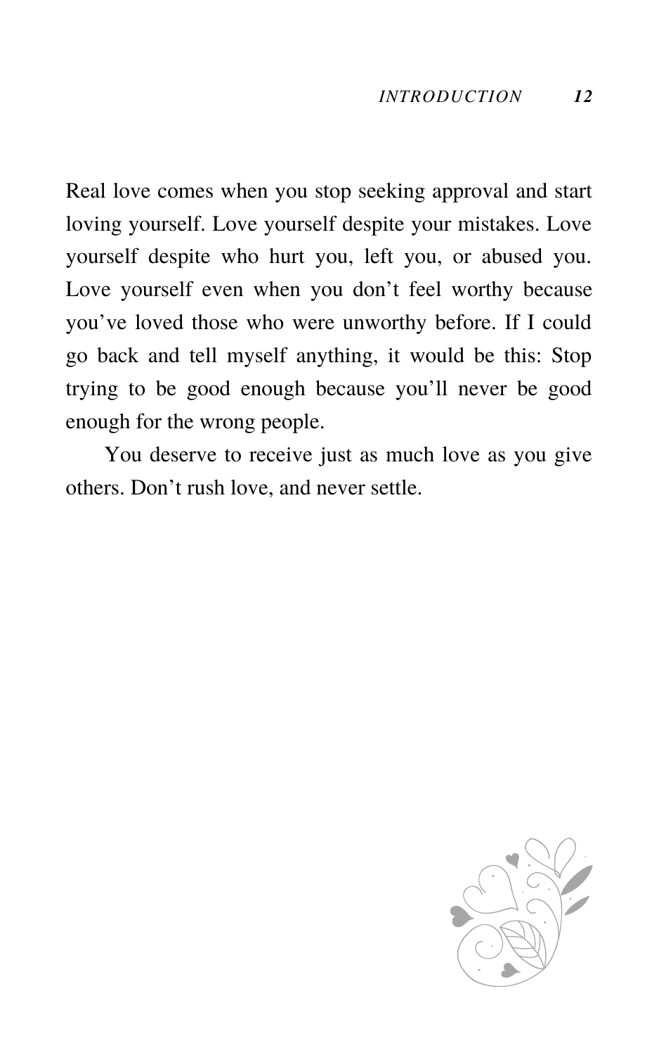Real love comes when you stop seeking approval and start loving yourself. Love yourself despite your mistakes. Love yourself despite who hurt you, left you, or abused you. Love yourself even when you don't feel worthy because you've loved those who were unworthy before. If I could go back and tell myself anything, it would be this: Stop trying to be good enough because you'll never be good enough for the wrong people.

You deserve to receive just as much love as you give others. Don't rush love, and never settle.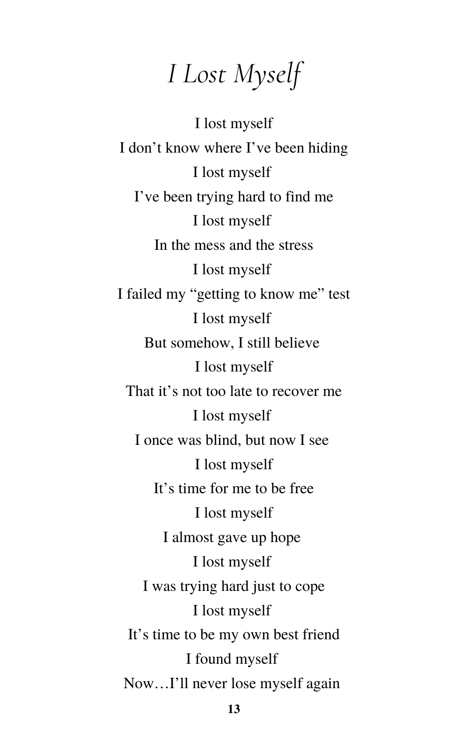# *I Lost Myself*

I lost myself
I don't know where I've been hiding
I lost myself
I've been trying hard to find me
I lost myself
In the mess and the stress
I lost myself
I failed my "getting to know me" test
I lost myself
But somehow, I still believe
I lost myself
That it's not too late to recover me
I lost myself
I once was blind, but now I see
I lost myself
It's time for me to be free
I lost myself
I almost gave up hope
I lost myself
I was trying hard just to cope
I lost myself
It's time to be my own best friend
I found myself
Now…I'll never lose myself again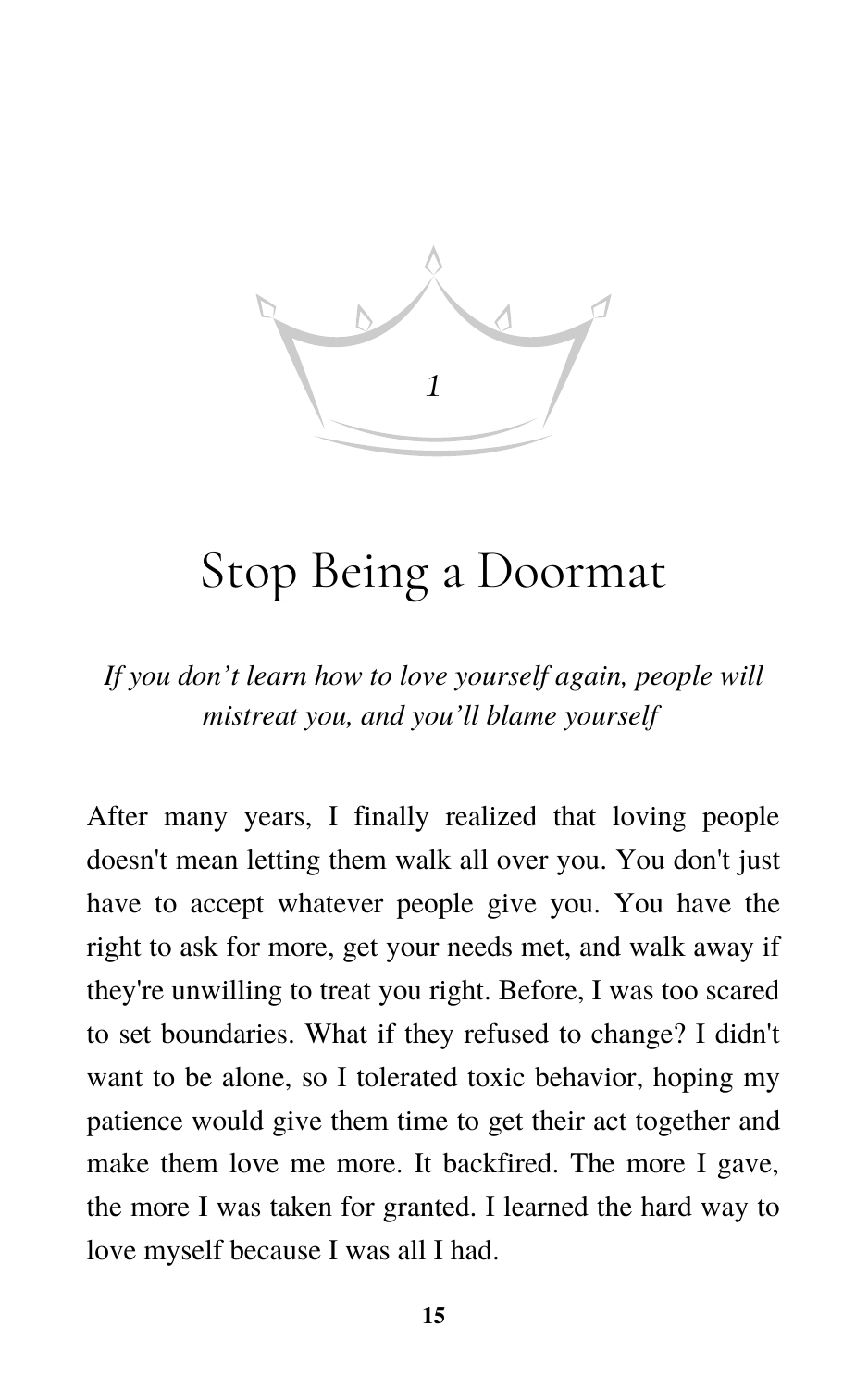# 1

# Stop Being a Doormat

*If you don’t learn how to love yourself again, people will mistreat you, and you’ll blame yourself*

After many years, I finally realized that loving people doesn't mean letting them walk all over you. You don't just have to accept whatever people give you. You have the right to ask for more, get your needs met, and walk away if they're unwilling to treat you right. Before, I was too scared to set boundaries. What if they refused to change? I didn't want to be alone, so I tolerated toxic behavior, hoping my patience would give them time to get their act together and make them love me more. It backfired. The more I gave, the more I was taken for granted. I learned the hard way to love myself because I was all I had.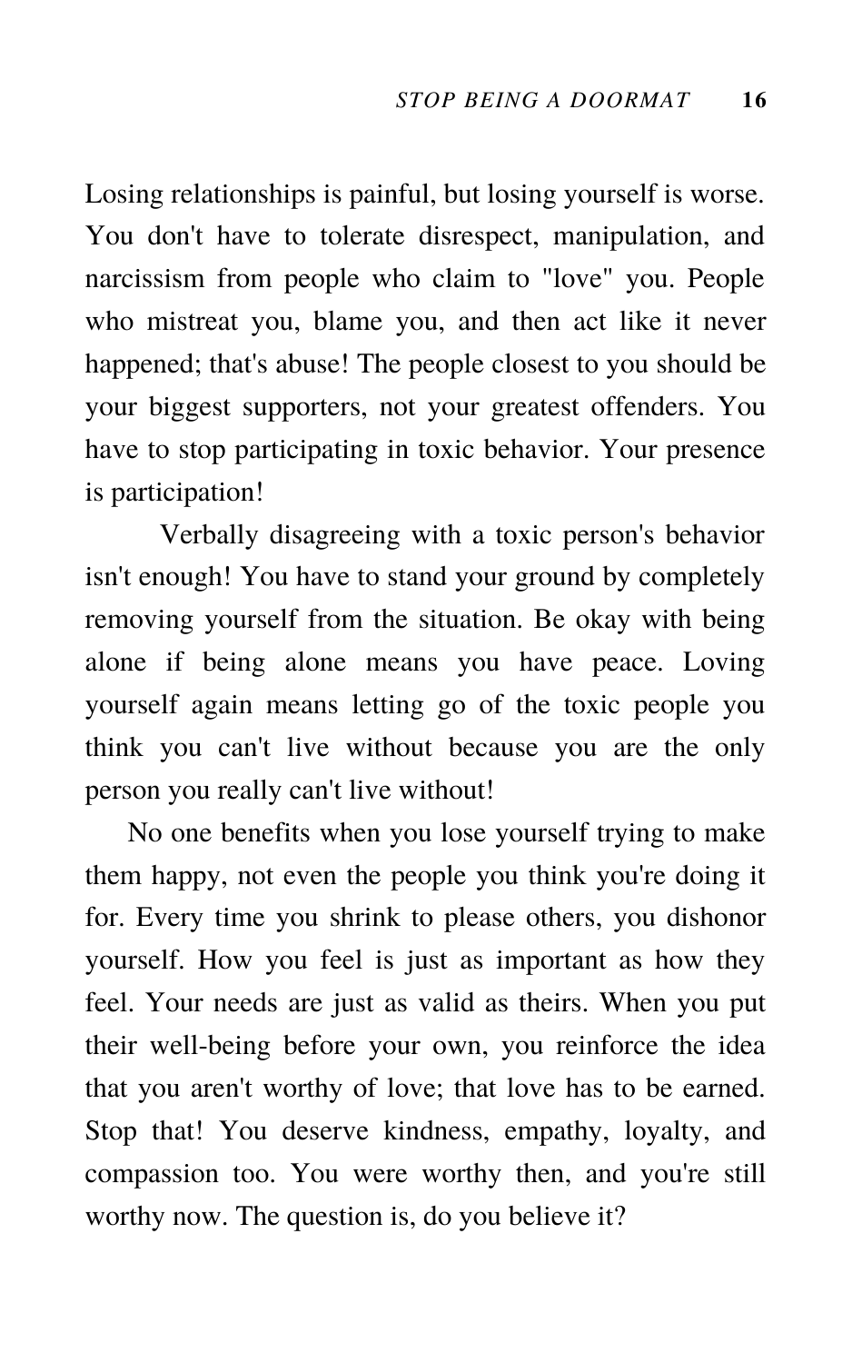Losing relationships is painful, but losing yourself is worse. You don't have to tolerate disrespect, manipulation, and narcissism from people who claim to "love" you. People who mistreat you, blame you, and then act like it never happened; that's abuse! The people closest to you should be your biggest supporters, not your greatest offenders. You have to stop participating in toxic behavior. Your presence is participation!

Verbally disagreeing with a toxic person's behavior isn't enough! You have to stand your ground by completely removing yourself from the situation. Be okay with being alone if being alone means you have peace. Loving yourself again means letting go of the toxic people you think you can't live without because you are the only person you really can't live without!

No one benefits when you lose yourself trying to make them happy, not even the people you think you're doing it for. Every time you shrink to please others, you dishonor yourself. How you feel is just as important as how they feel. Your needs are just as valid as theirs. When you put their well-being before your own, you reinforce the idea that you aren't worthy of love; that love has to be earned. Stop that! You deserve kindness, empathy, loyalty, and compassion too. You were worthy then, and you're still worthy now. The question is, do you believe it?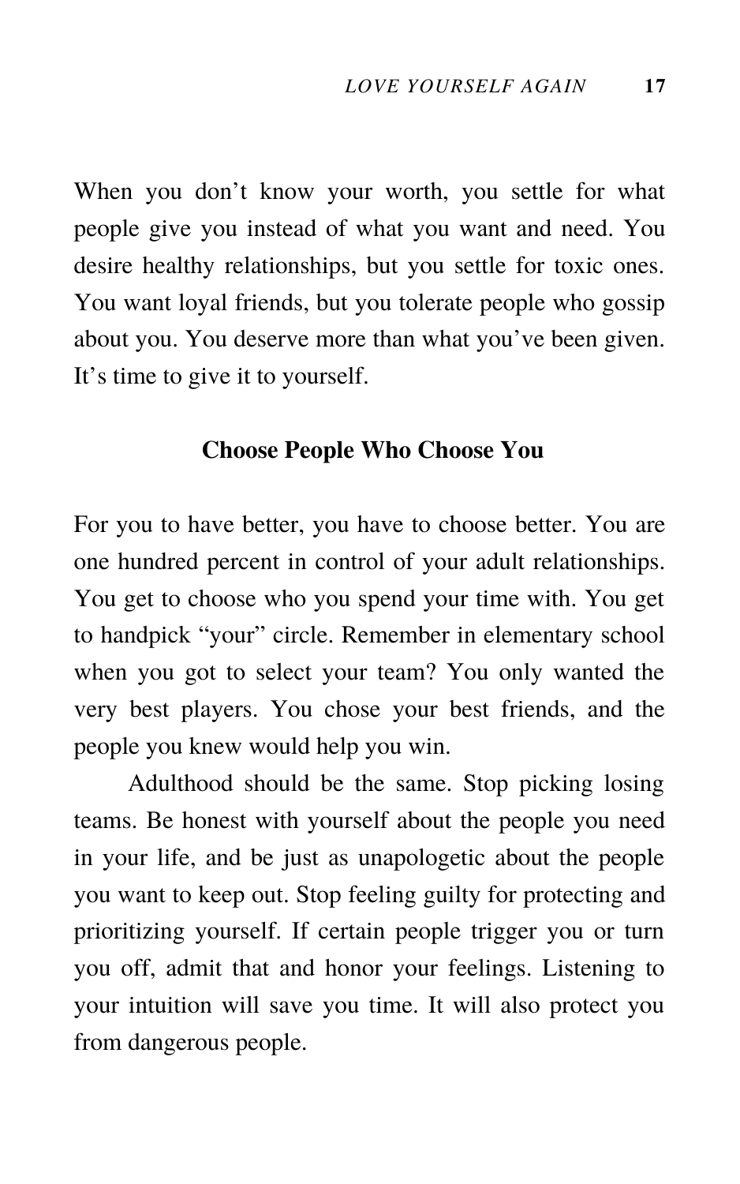When you don’t know your worth, you settle for what people give you instead of what you want and need. You desire healthy relationships, but you settle for toxic ones. You want loyal friends, but you tolerate people who gossip about you. You deserve more than what you’ve been given. It’s time to give it to yourself.

## Choose People Who Choose You

For you to have better, you have to choose better. You are one hundred percent in control of your adult relationships. You get to choose who you spend your time with. You get to handpick “your” circle. Remember in elementary school when you got to select your team? You only wanted the very best players. You chose your best friends, and the people you knew would help you win.

Adulthood should be the same. Stop picking losing teams. Be honest with yourself about the people you need in your life, and be just as unapologetic about the people you want to keep out. Stop feeling guilty for protecting and prioritizing yourself. If certain people trigger you or turn you off, admit that and honor your feelings. Listening to your intuition will save you time. It will also protect you from dangerous people.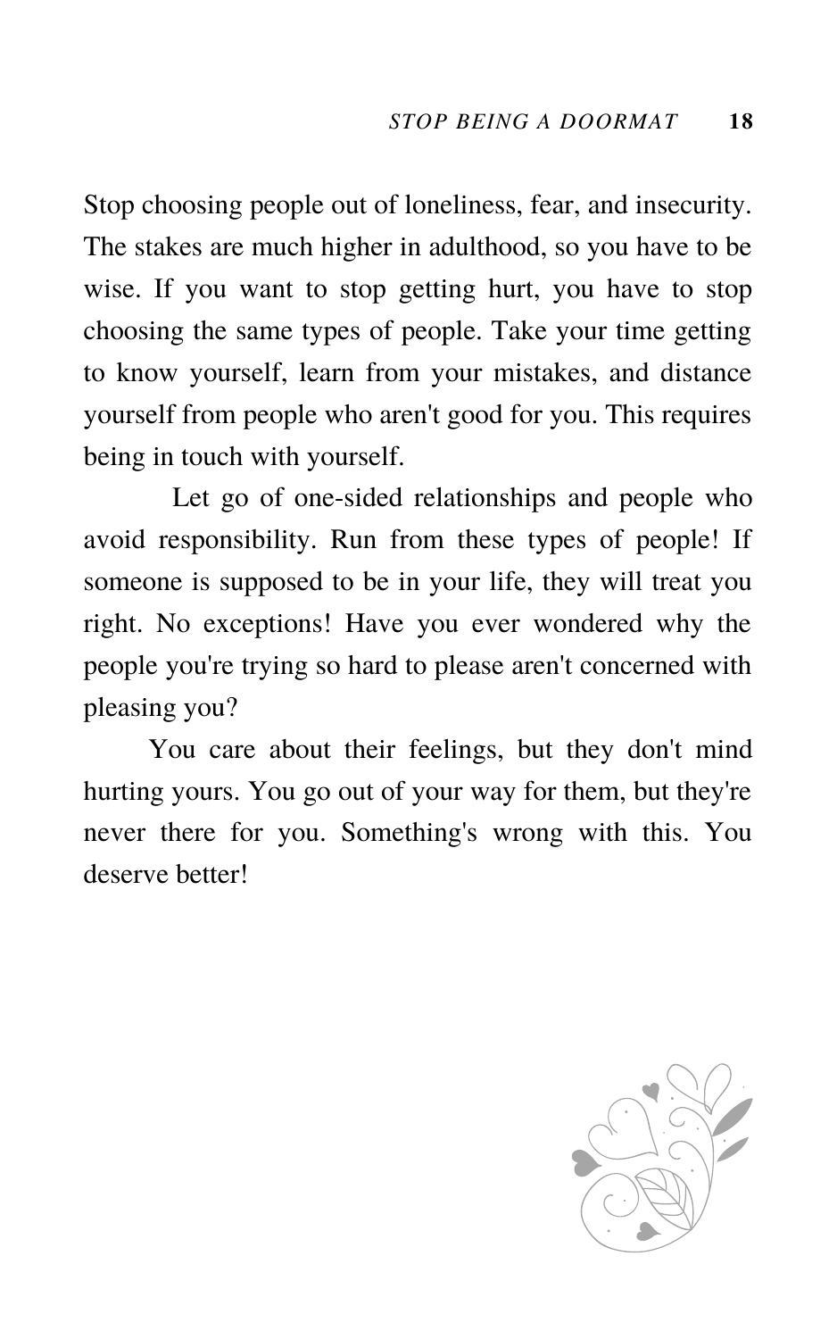Stop choosing people out of loneliness, fear, and insecurity. The stakes are much higher in adulthood, so you have to be wise. If you want to stop getting hurt, you have to stop choosing the same types of people. Take your time getting to know yourself, learn from your mistakes, and distance yourself from people who aren't good for you. This requires being in touch with yourself.

Let go of one-sided relationships and people who avoid responsibility. Run from these types of people! If someone is supposed to be in your life, they will treat you right. No exceptions! Have you ever wondered why the people you're trying so hard to please aren't concerned with pleasing you?

You care about their feelings, but they don't mind hurting yours. You go out of your way for them, but they're never there for you. Something's wrong with this. You deserve better!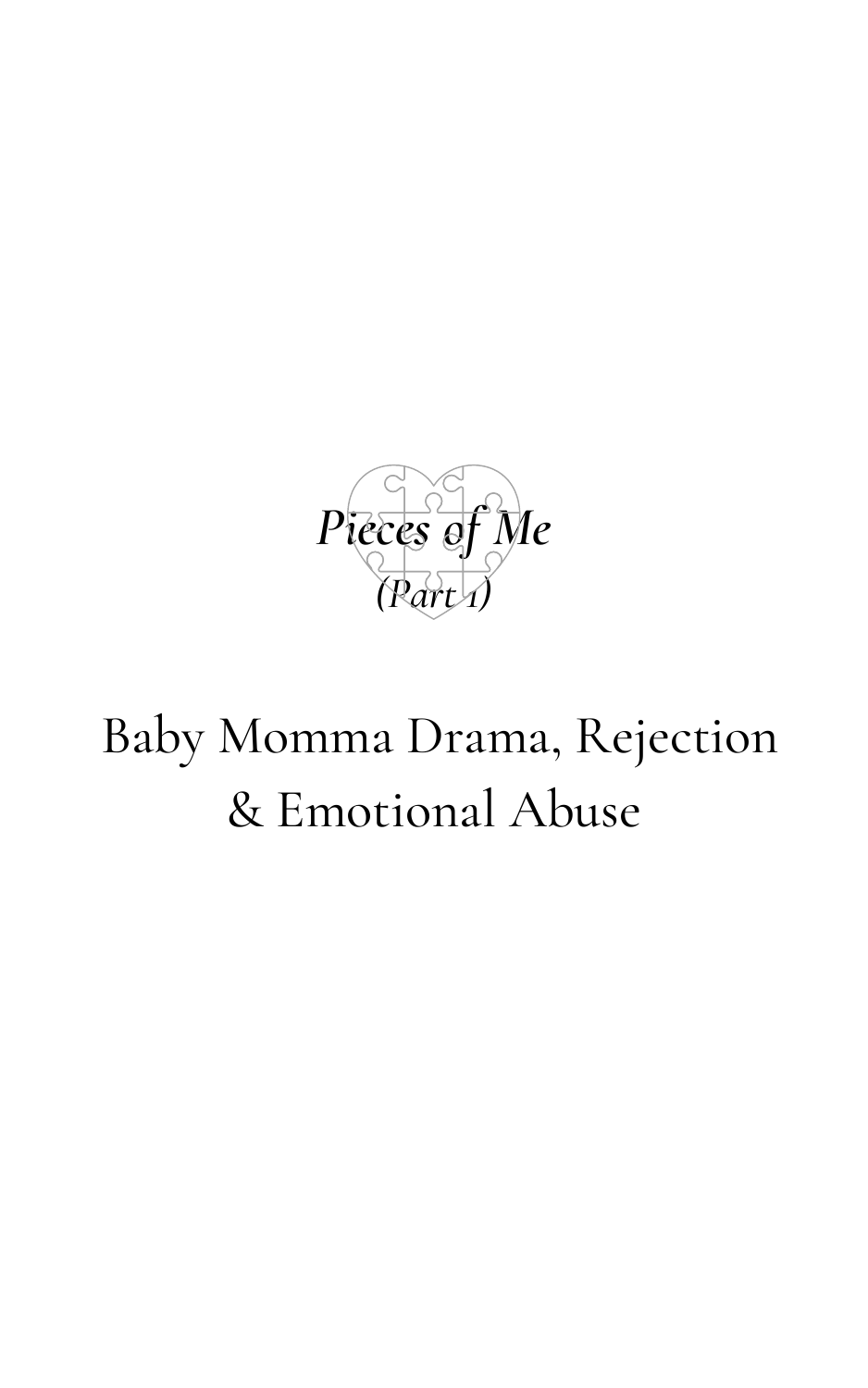*Pieces of Me*

*(Part 1)*

# Baby Momma Drama, Rejection & Emotional Abuse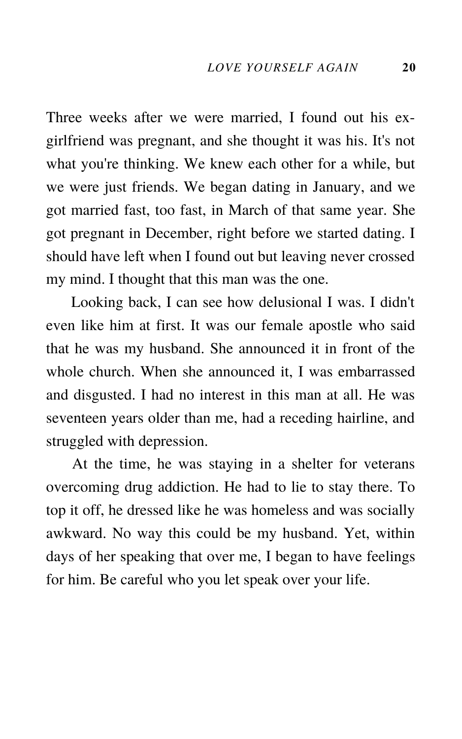Three weeks after we were married, I found out his ex-girlfriend was pregnant, and she thought it was his. It's not what you're thinking. We knew each other for a while, but we were just friends. We began dating in January, and we got married fast, too fast, in March of that same year. She got pregnant in December, right before we started dating. I should have left when I found out but leaving never crossed my mind. I thought that this man was the one.

Looking back, I can see how delusional I was. I didn't even like him at first. It was our female apostle who said that he was my husband. She announced it in front of the whole church. When she announced it, I was embarrassed and disgusted. I had no interest in this man at all. He was seventeen years older than me, had a receding hairline, and struggled with depression.

At the time, he was staying in a shelter for veterans overcoming drug addiction. He had to lie to stay there. To top it off, he dressed like he was homeless and was socially awkward. No way this could be my husband. Yet, within days of her speaking that over me, I began to have feelings for him. Be careful who you let speak over your life.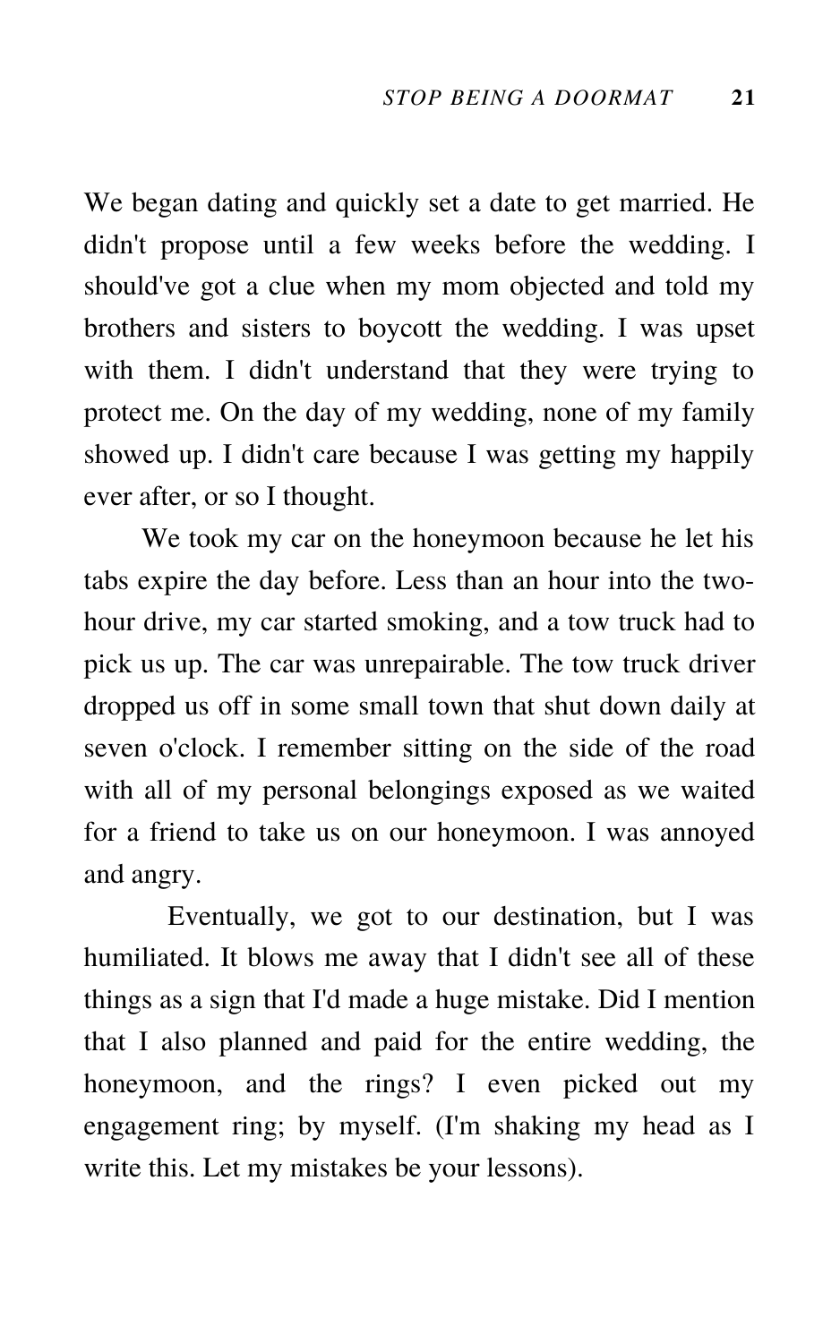We began dating and quickly set a date to get married. He didn't propose until a few weeks before the wedding. I should've got a clue when my mom objected and told my brothers and sisters to boycott the wedding. I was upset with them. I didn't understand that they were trying to protect me. On the day of my wedding, none of my family showed up. I didn't care because I was getting my happily ever after, or so I thought.

We took my car on the honeymoon because he let his tabs expire the day before. Less than an hour into the two-hour drive, my car started smoking, and a tow truck had to pick us up. The car was unrepairable. The tow truck driver dropped us off in some small town that shut down daily at seven o'clock. I remember sitting on the side of the road with all of my personal belongings exposed as we waited for a friend to take us on our honeymoon. I was annoyed and angry.

Eventually, we got to our destination, but I was humiliated. It blows me away that I didn't see all of these things as a sign that I'd made a huge mistake. Did I mention that I also planned and paid for the entire wedding, the honeymoon, and the rings? I even picked out my engagement ring; by myself. (I'm shaking my head as I write this. Let my mistakes be your lessons).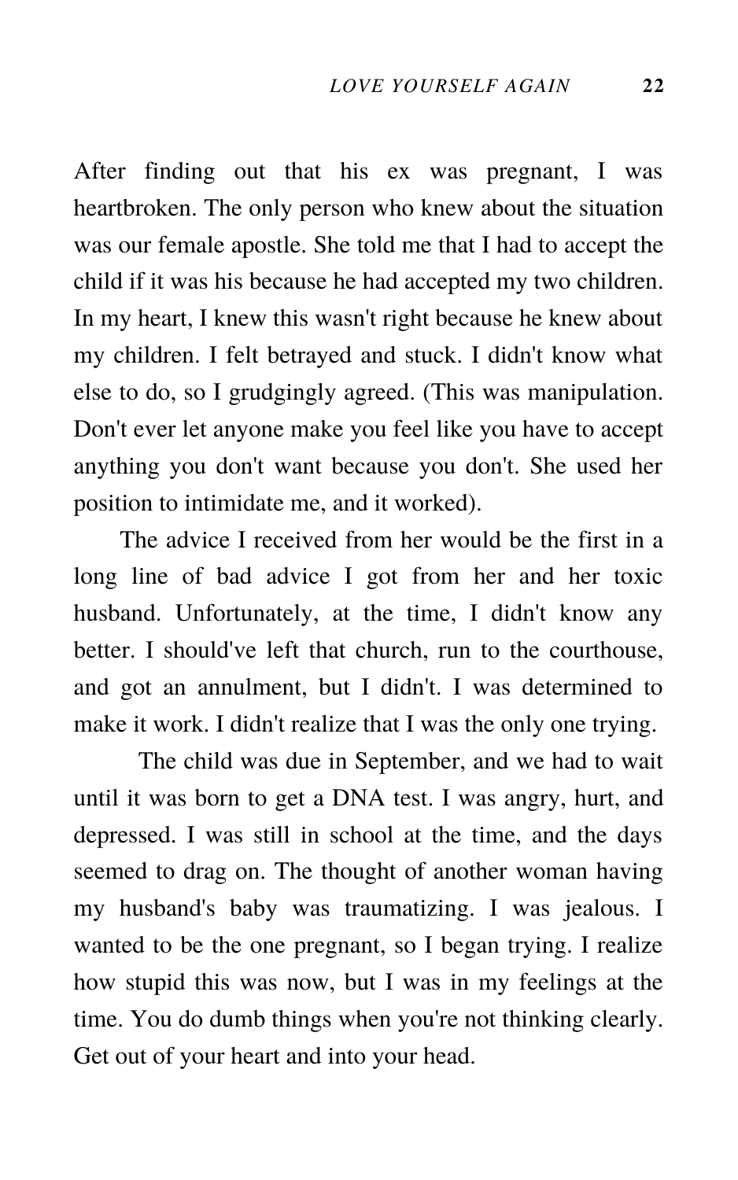After finding out that his ex was pregnant, I was heartbroken. The only person who knew about the situation was our female apostle. She told me that I had to accept the child if it was his because he had accepted my two children. In my heart, I knew this wasn't right because he knew about my children. I felt betrayed and stuck. I didn't know what else to do, so I grudgingly agreed. (This was manipulation. Don't ever let anyone make you feel like you have to accept anything you don't want because you don't. She used her position to intimidate me, and it worked).

The advice I received from her would be the first in a long line of bad advice I got from her and her toxic husband. Unfortunately, at the time, I didn't know any better. I should've left that church, run to the courthouse, and got an annulment, but I didn't. I was determined to make it work. I didn't realize that I was the only one trying.

The child was due in September, and we had to wait until it was born to get a DNA test. I was angry, hurt, and depressed. I was still in school at the time, and the days seemed to drag on. The thought of another woman having my husband's baby was traumatizing. I was jealous. I wanted to be the one pregnant, so I began trying. I realize how stupid this was now, but I was in my feelings at the time. You do dumb things when you're not thinking clearly. Get out of your heart and into your head.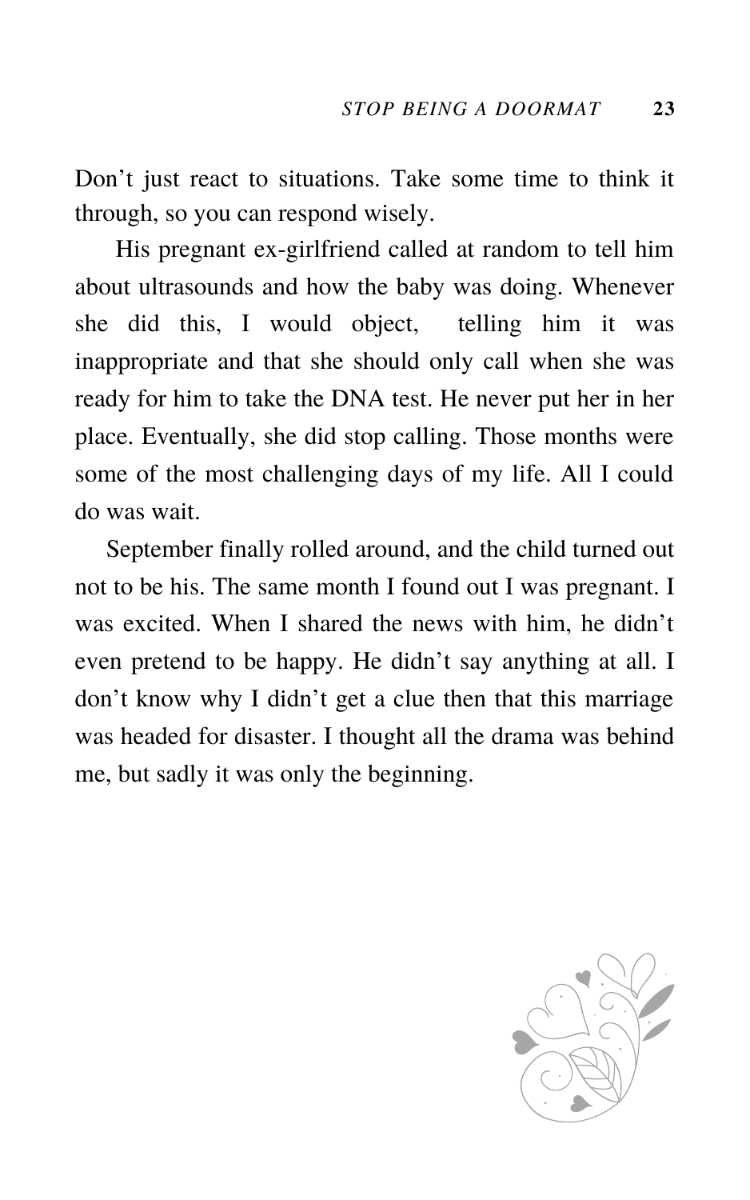Don't just react to situations. Take some time to think it through, so you can respond wisely.

His pregnant ex-girlfriend called at random to tell him about ultrasounds and how the baby was doing. Whenever she did this, I would object, telling him it was inappropriate and that she should only call when she was ready for him to take the DNA test. He never put her in her place. Eventually, she did stop calling. Those months were some of the most challenging days of my life. All I could do was wait.

September finally rolled around, and the child turned out not to be his. The same month I found out I was pregnant. I was excited. When I shared the news with him, he didn't even pretend to be happy. He didn't say anything at all. I don't know why I didn't get a clue then that this marriage was headed for disaster. I thought all the drama was behind me, but sadly it was only the beginning.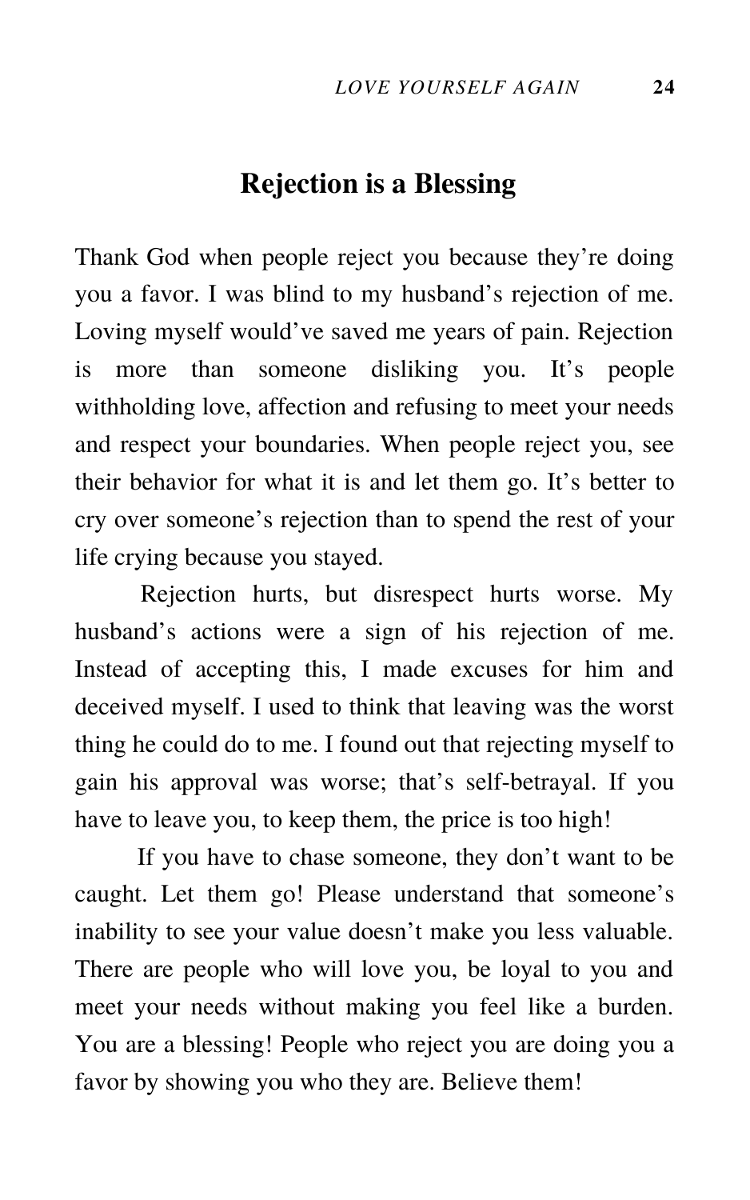## Rejection is a Blessing

Thank God when people reject you because they're doing you a favor. I was blind to my husband's rejection of me. Loving myself would've saved me years of pain. Rejection is more than someone disliking you. It's people withholding love, affection and refusing to meet your needs and respect your boundaries. When people reject you, see their behavior for what it is and let them go. It's better to cry over someone's rejection than to spend the rest of your life crying because you stayed.

Rejection hurts, but disrespect hurts worse. My husband's actions were a sign of his rejection of me. Instead of accepting this, I made excuses for him and deceived myself. I used to think that leaving was the worst thing he could do to me. I found out that rejecting myself to gain his approval was worse; that's self-betrayal. If you have to leave you, to keep them, the price is too high!

If you have to chase someone, they don't want to be caught. Let them go! Please understand that someone's inability to see your value doesn't make you less valuable. There are people who will love you, be loyal to you and meet your needs without making you feel like a burden. You are a blessing! People who reject you are doing you a favor by showing you who they are. Believe them!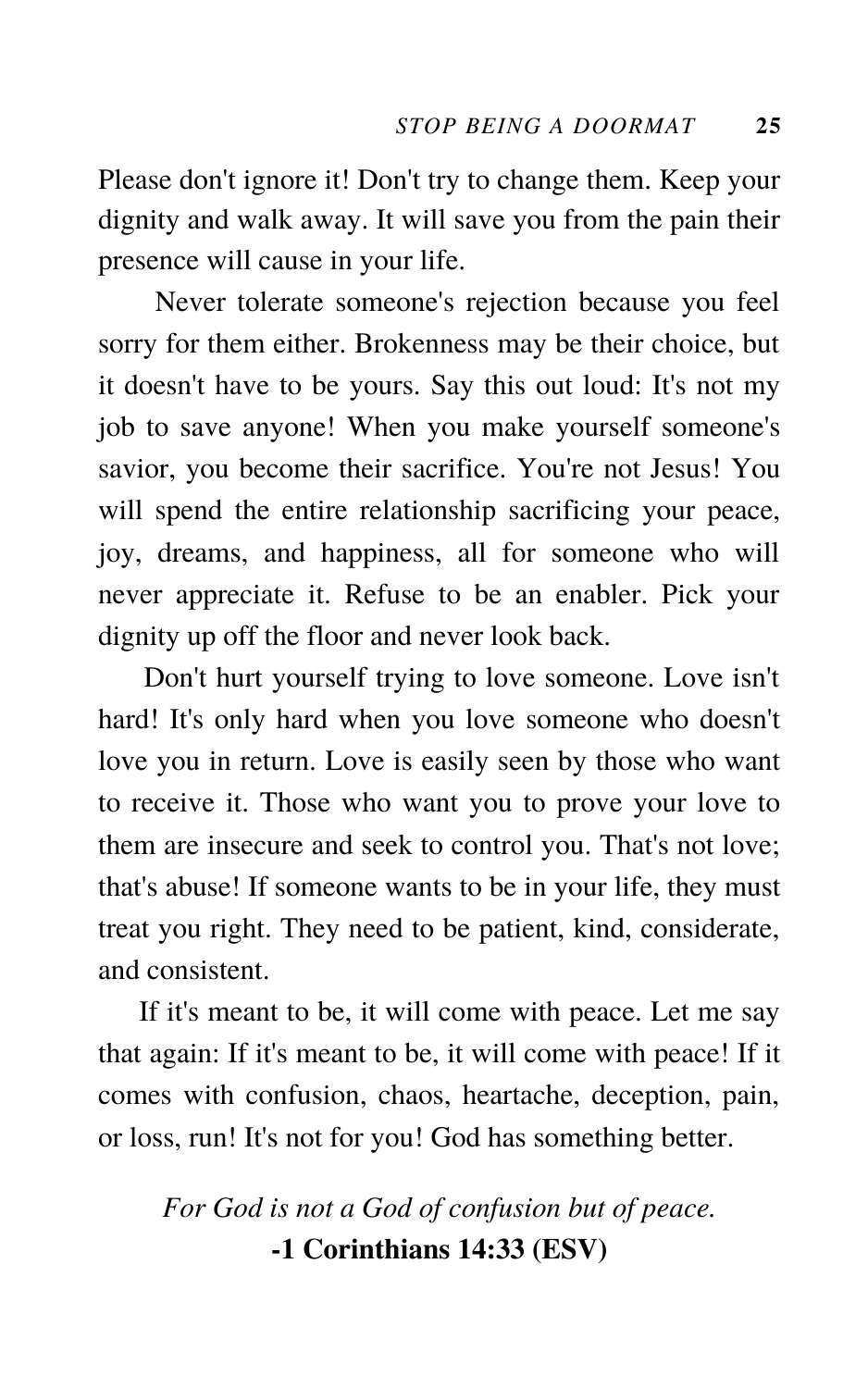Please don't ignore it! Don't try to change them. Keep your dignity and walk away. It will save you from the pain their presence will cause in your life.

Never tolerate someone's rejection because you feel sorry for them either. Brokenness may be their choice, but it doesn't have to be yours. Say this out loud: It's not my job to save anyone! When you make yourself someone's savior, you become their sacrifice. You're not Jesus! You will spend the entire relationship sacrificing your peace, joy, dreams, and happiness, all for someone who will never appreciate it. Refuse to be an enabler. Pick your dignity up off the floor and never look back.

Don't hurt yourself trying to love someone. Love isn't hard! It's only hard when you love someone who doesn't love you in return. Love is easily seen by those who want to receive it. Those who want you to prove your love to them are insecure and seek to control you. That's not love; that's abuse! If someone wants to be in your life, they must treat you right. They need to be patient, kind, considerate, and consistent.

If it's meant to be, it will come with peace. Let me say that again: If it's meant to be, it will come with peace! If it comes with confusion, chaos, heartache, deception, pain, or loss, run! It's not for you! God has something better.

*For God is not a God of confusion but of peace.*
**-1 Corinthians 14:33 (ESV)**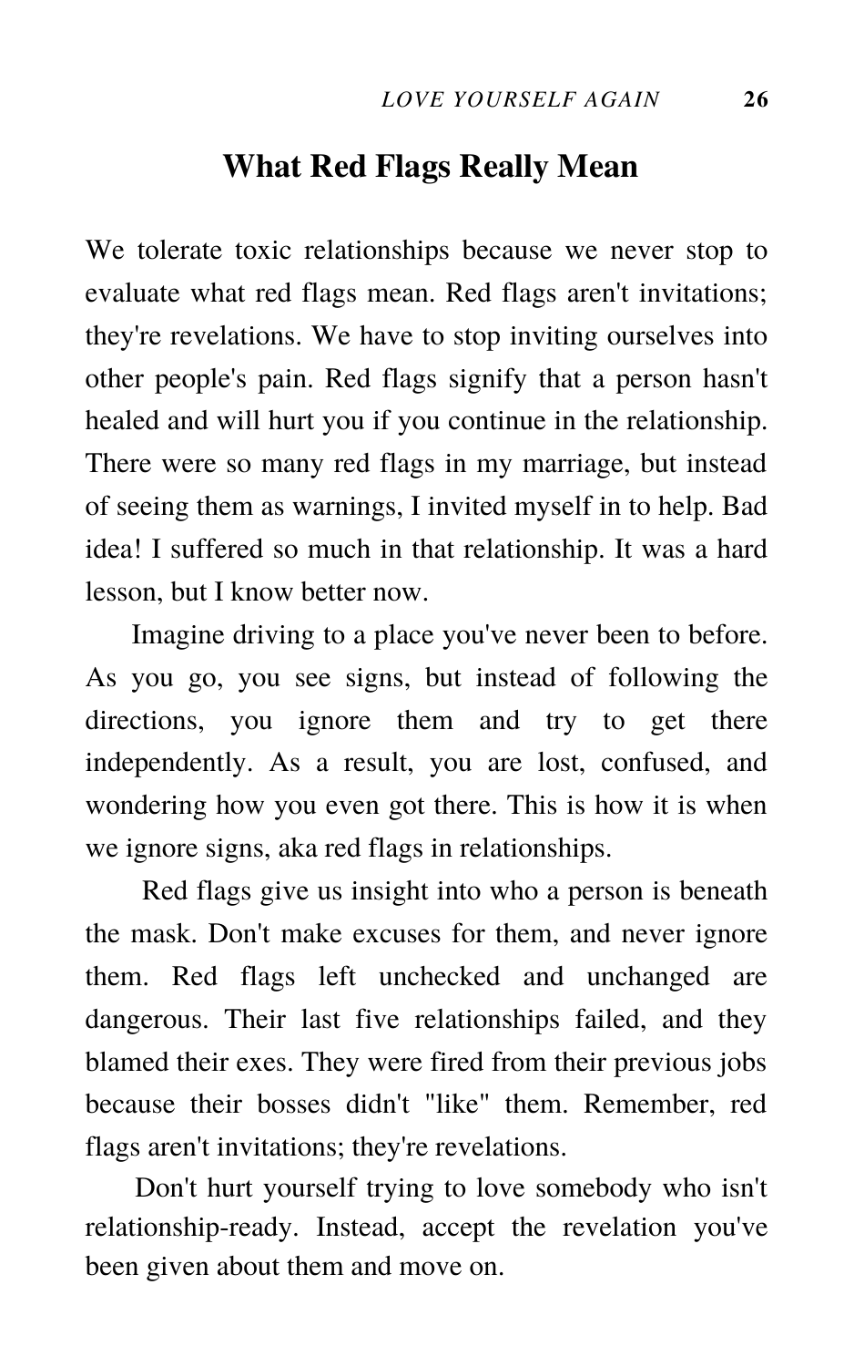## What Red Flags Really Mean

We tolerate toxic relationships because we never stop to evaluate what red flags mean. Red flags aren't invitations; they're revelations. We have to stop inviting ourselves into other people's pain. Red flags signify that a person hasn't healed and will hurt you if you continue in the relationship. There were so many red flags in my marriage, but instead of seeing them as warnings, I invited myself in to help. Bad idea! I suffered so much in that relationship. It was a hard lesson, but I know better now.

Imagine driving to a place you've never been to before. As you go, you see signs, but instead of following the directions, you ignore them and try to get there independently. As a result, you are lost, confused, and wondering how you even got there. This is how it is when we ignore signs, aka red flags in relationships.

Red flags give us insight into who a person is beneath the mask. Don't make excuses for them, and never ignore them. Red flags left unchecked and unchanged are dangerous. Their last five relationships failed, and they blamed their exes. They were fired from their previous jobs because their bosses didn't "like" them. Remember, red flags aren't invitations; they're revelations.

Don't hurt yourself trying to love somebody who isn't relationship-ready. Instead, accept the revelation you've been given about them and move on.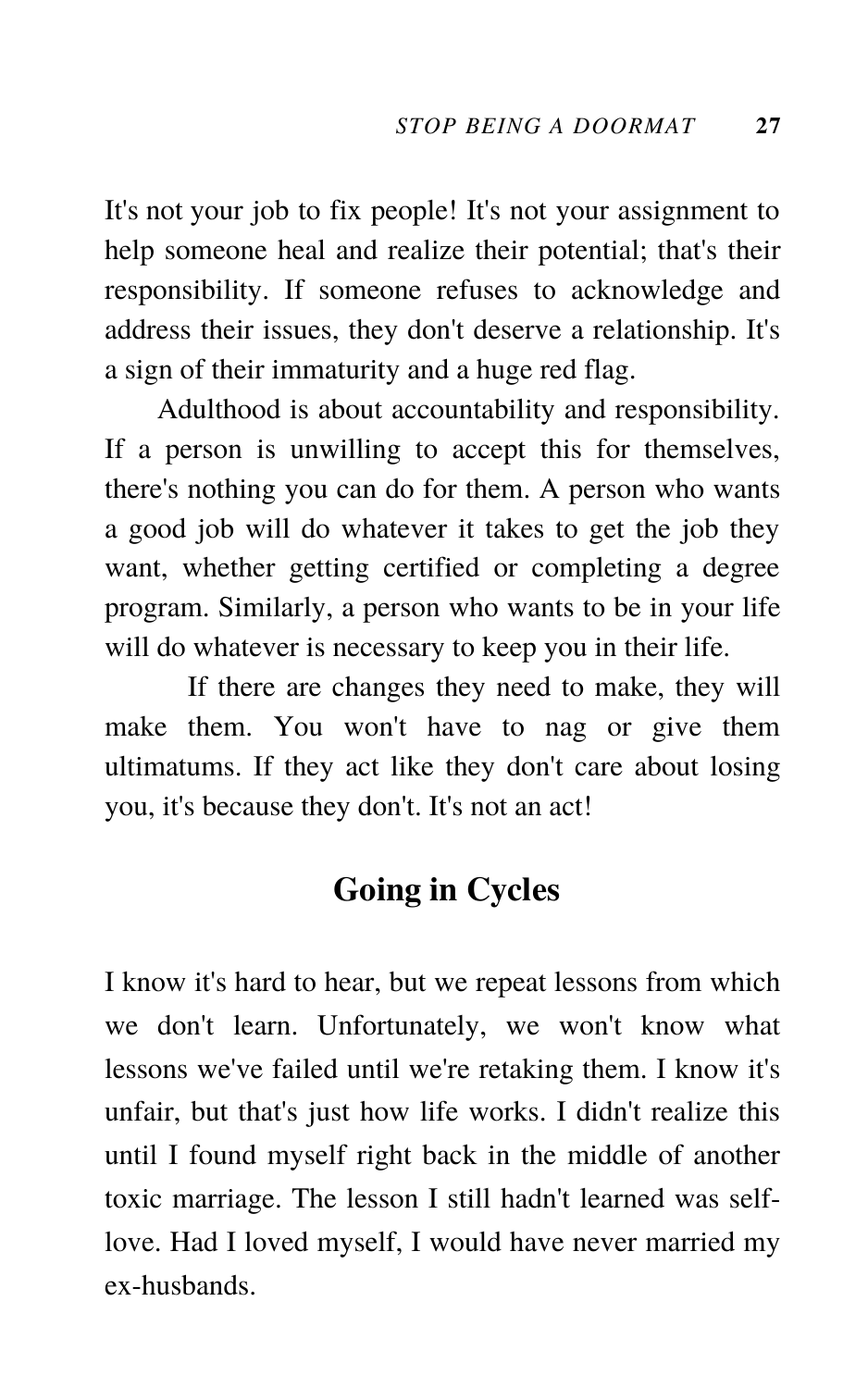It's not your job to fix people! It's not your assignment to help someone heal and realize their potential; that's their responsibility. If someone refuses to acknowledge and address their issues, they don't deserve a relationship. It's a sign of their immaturity and a huge red flag.

Adulthood is about accountability and responsibility. If a person is unwilling to accept this for themselves, there's nothing you can do for them. A person who wants a good job will do whatever it takes to get the job they want, whether getting certified or completing a degree program. Similarly, a person who wants to be in your life will do whatever is necessary to keep you in their life.

If there are changes they need to make, they will make them. You won't have to nag or give them ultimatums. If they act like they don't care about losing you, it's because they don't. It's not an act!

## Going in Cycles

I know it's hard to hear, but we repeat lessons from which we don't learn. Unfortunately, we won't know what lessons we've failed until we're retaking them. I know it's unfair, but that's just how life works. I didn't realize this until I found myself right back in the middle of another toxic marriage. The lesson I still hadn't learned was self-love. Had I loved myself, I would have never married my ex-husbands.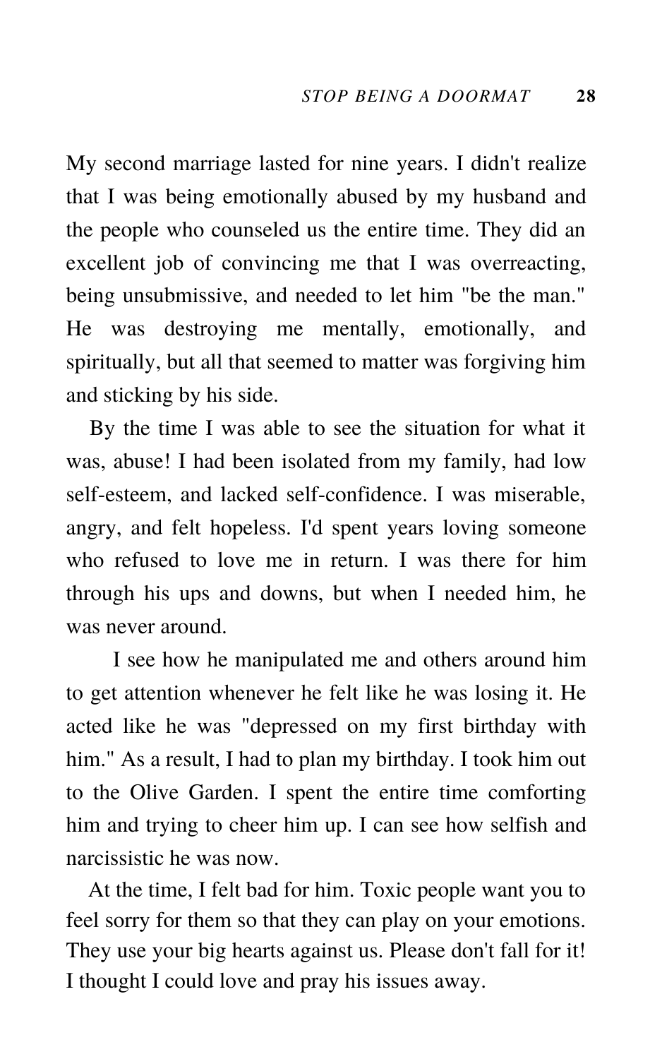My second marriage lasted for nine years. I didn't realize that I was being emotionally abused by my husband and the people who counseled us the entire time. They did an excellent job of convincing me that I was overreacting, being unsubmissive, and needed to let him "be the man." He was destroying me mentally, emotionally, and spiritually, but all that seemed to matter was forgiving him and sticking by his side.

By the time I was able to see the situation for what it was, abuse! I had been isolated from my family, had low self-esteem, and lacked self-confidence. I was miserable, angry, and felt hopeless. I'd spent years loving someone who refused to love me in return. I was there for him through his ups and downs, but when I needed him, he was never around.

I see how he manipulated me and others around him to get attention whenever he felt like he was losing it. He acted like he was "depressed on my first birthday with him." As a result, I had to plan my birthday. I took him out to the Olive Garden. I spent the entire time comforting him and trying to cheer him up. I can see how selfish and narcissistic he was now.

At the time, I felt bad for him. Toxic people want you to feel sorry for them so that they can play on your emotions. They use your big hearts against us. Please don't fall for it! I thought I could love and pray his issues away.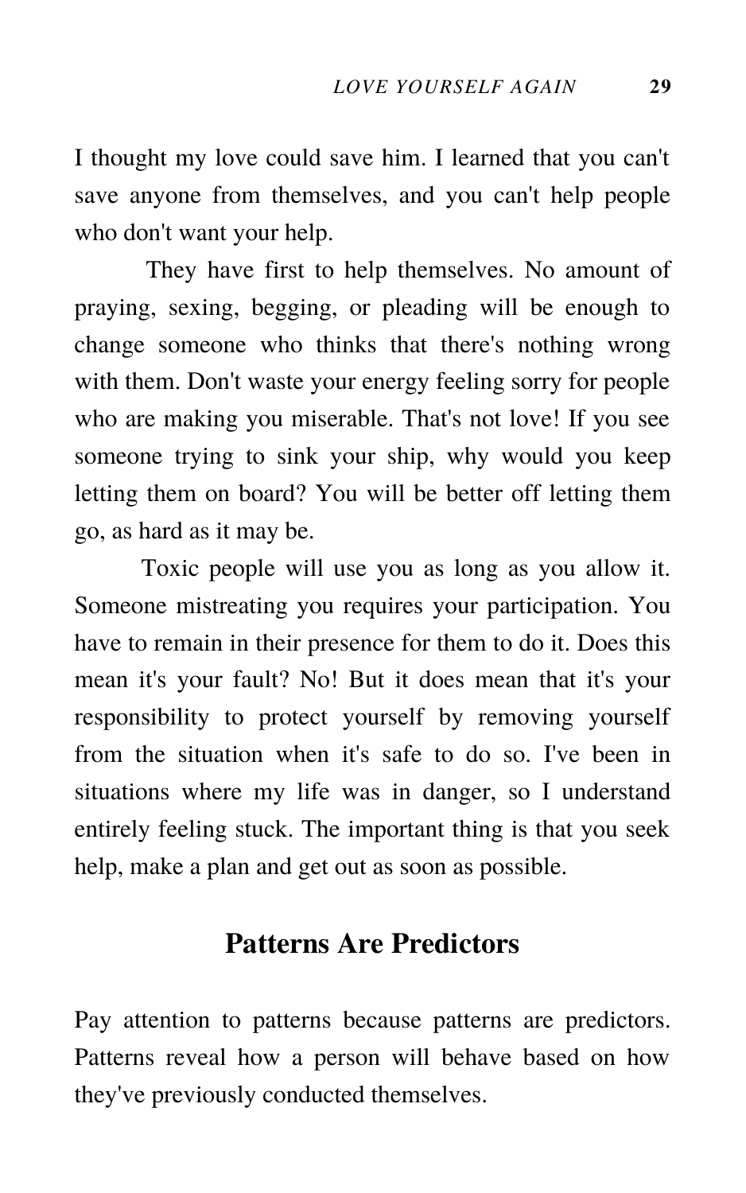I thought my love could save him. I learned that you can't save anyone from themselves, and you can't help people who don't want your help.

They have first to help themselves. No amount of praying, sexing, begging, or pleading will be enough to change someone who thinks that there's nothing wrong with them. Don't waste your energy feeling sorry for people who are making you miserable. That's not love! If you see someone trying to sink your ship, why would you keep letting them on board? You will be better off letting them go, as hard as it may be.

Toxic people will use you as long as you allow it. Someone mistreating you requires your participation. You have to remain in their presence for them to do it. Does this mean it's your fault? No! But it does mean that it's your responsibility to protect yourself by removing yourself from the situation when it's safe to do so. I've been in situations where my life was in danger, so I understand entirely feeling stuck. The important thing is that you seek help, make a plan and get out as soon as possible.

## Patterns Are Predictors

Pay attention to patterns because patterns are predictors. Patterns reveal how a person will behave based on how they've previously conducted themselves.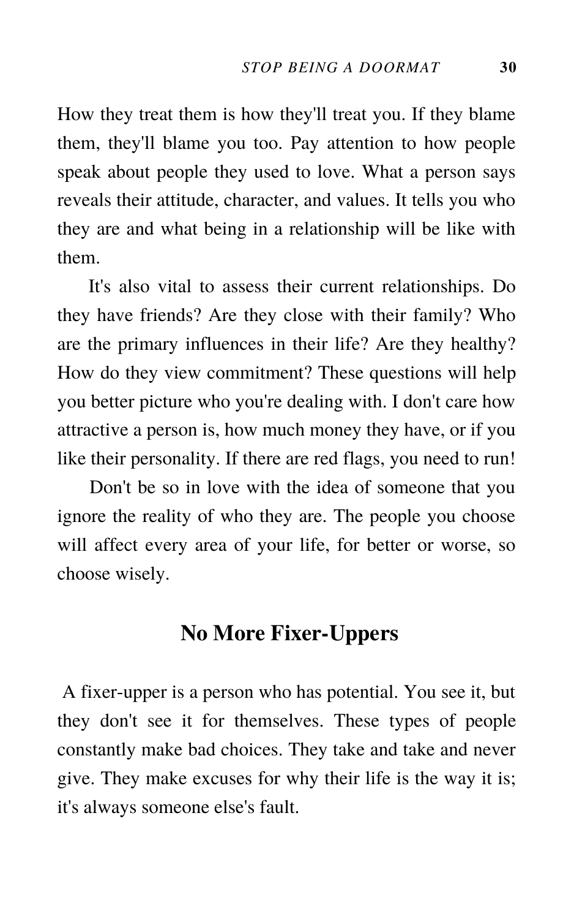How they treat them is how they'll treat you. If they blame them, they'll blame you too. Pay attention to how people speak about people they used to love. What a person says reveals their attitude, character, and values. It tells you who they are and what being in a relationship will be like with them.

It's also vital to assess their current relationships. Do they have friends? Are they close with their family? Who are the primary influences in their life? Are they healthy? How do they view commitment? These questions will help you better picture who you're dealing with. I don't care how attractive a person is, how much money they have, or if you like their personality. If there are red flags, you need to run!

Don't be so in love with the idea of someone that you ignore the reality of who they are. The people you choose will affect every area of your life, for better or worse, so choose wisely.

## No More Fixer-Uppers

A fixer-upper is a person who has potential. You see it, but they don't see it for themselves. These types of people constantly make bad choices. They take and take and never give. They make excuses for why their life is the way it is; it's always someone else's fault.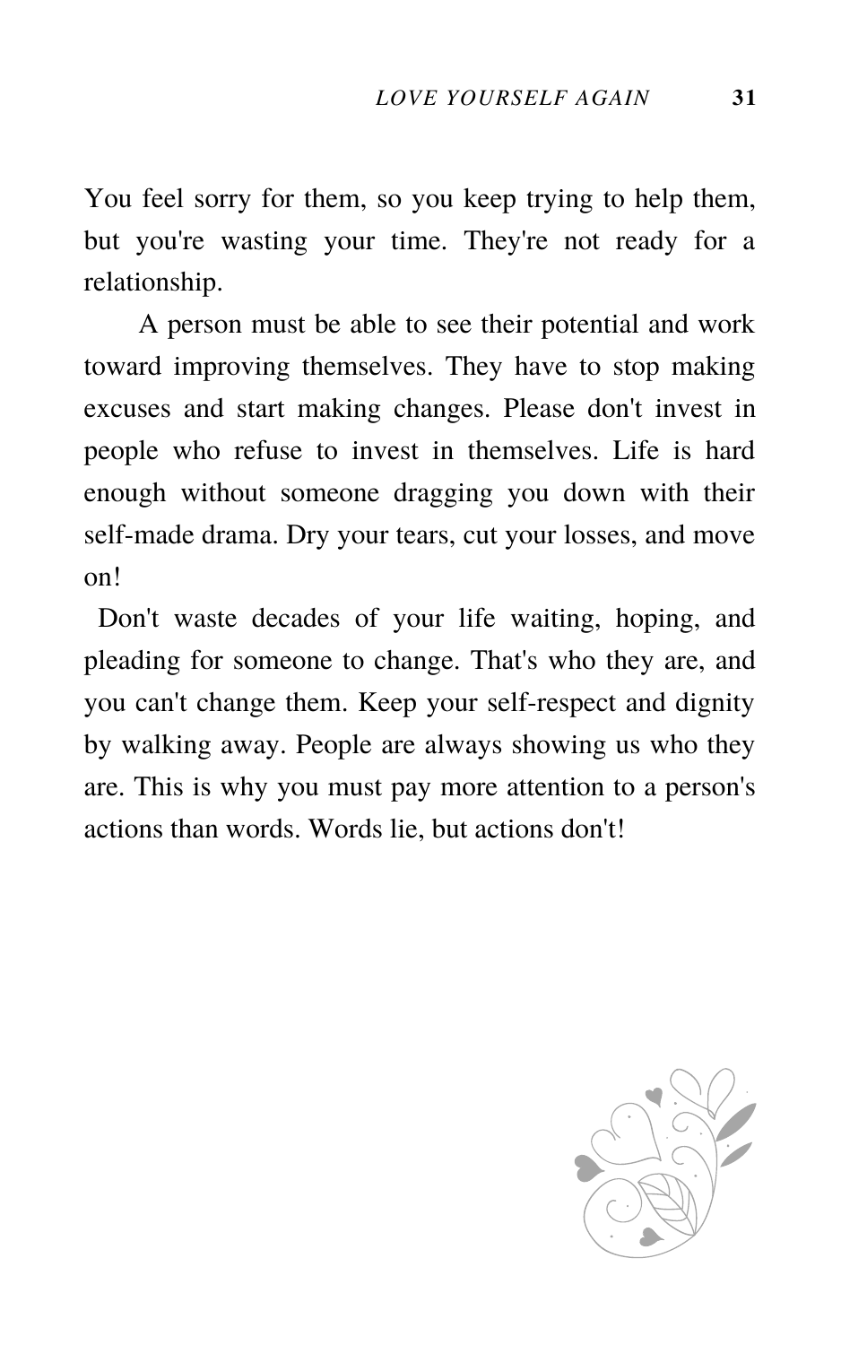You feel sorry for them, so you keep trying to help them, but you're wasting your time. They're not ready for a relationship.

A person must be able to see their potential and work toward improving themselves. They have to stop making excuses and start making changes. Please don't invest in people who refuse to invest in themselves. Life is hard enough without someone dragging you down with their self-made drama. Dry your tears, cut your losses, and move on!

Don't waste decades of your life waiting, hoping, and pleading for someone to change. That's who they are, and you can't change them. Keep your self-respect and dignity by walking away. People are always showing us who they are. This is why you must pay more attention to a person's actions than words. Words lie, but actions don't!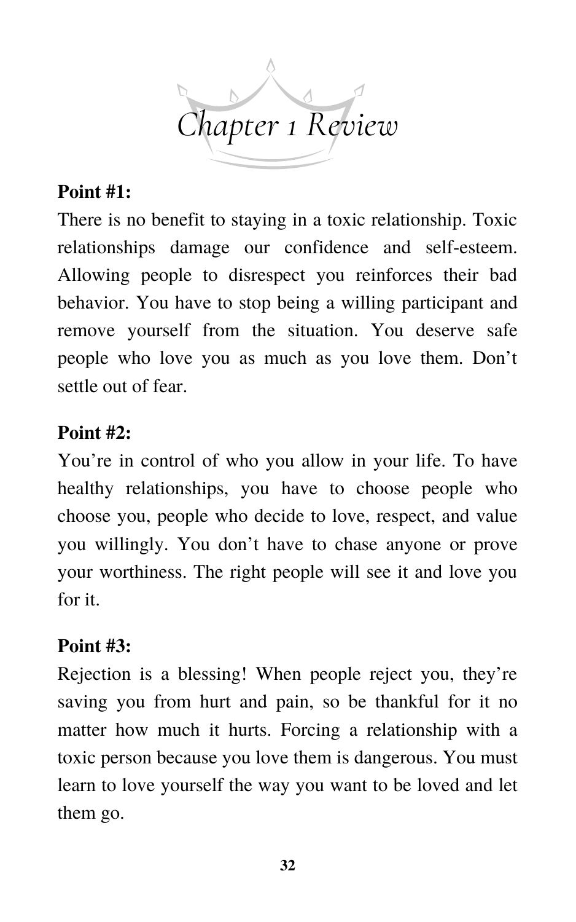# Chapter 1 Review

**Point #1:**

There is no benefit to staying in a toxic relationship. Toxic relationships damage our confidence and self-esteem. Allowing people to disrespect you reinforces their bad behavior. You have to stop being a willing participant and remove yourself from the situation. You deserve safe people who love you as much as you love them. Don't settle out of fear.

**Point #2:**

You're in control of who you allow in your life. To have healthy relationships, you have to choose people who choose you, people who decide to love, respect, and value you willingly. You don't have to chase anyone or prove your worthiness. The right people will see it and love you for it.

**Point #3:**

Rejection is a blessing! When people reject you, they're saving you from hurt and pain, so be thankful for it no matter how much it hurts. Forcing a relationship with a toxic person because you love them is dangerous. You must learn to love yourself the way you want to be loved and let them go.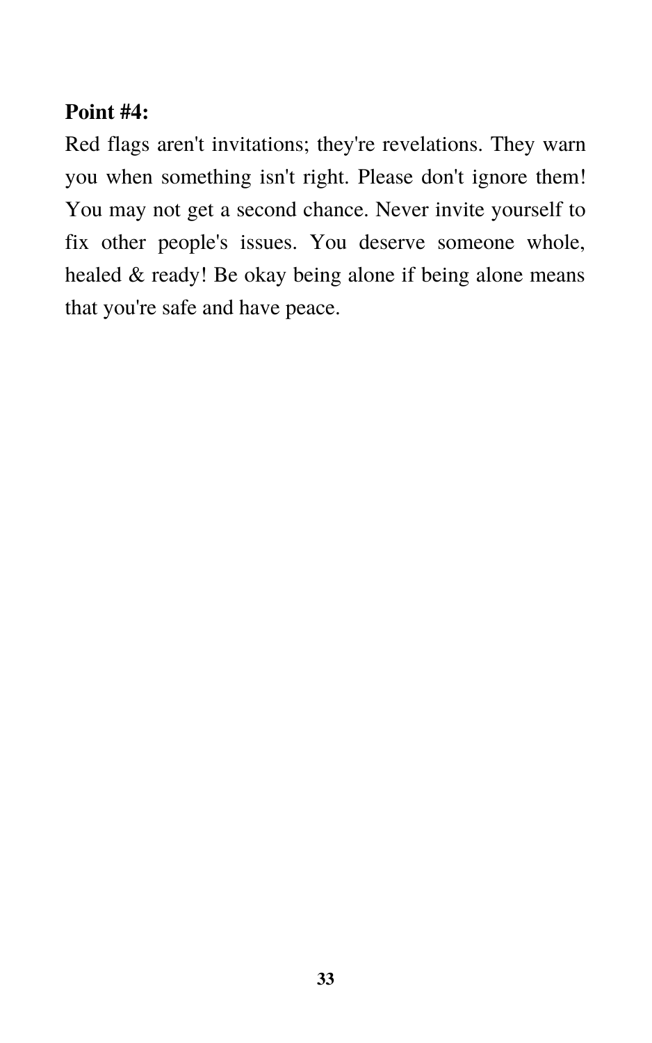**Point #4:**

Red flags aren't invitations; they're revelations. They warn you when something isn't right. Please don't ignore them! You may not get a second chance. Never invite yourself to fix other people's issues. You deserve someone whole, healed & ready! Be okay being alone if being alone means that you're safe and have peace.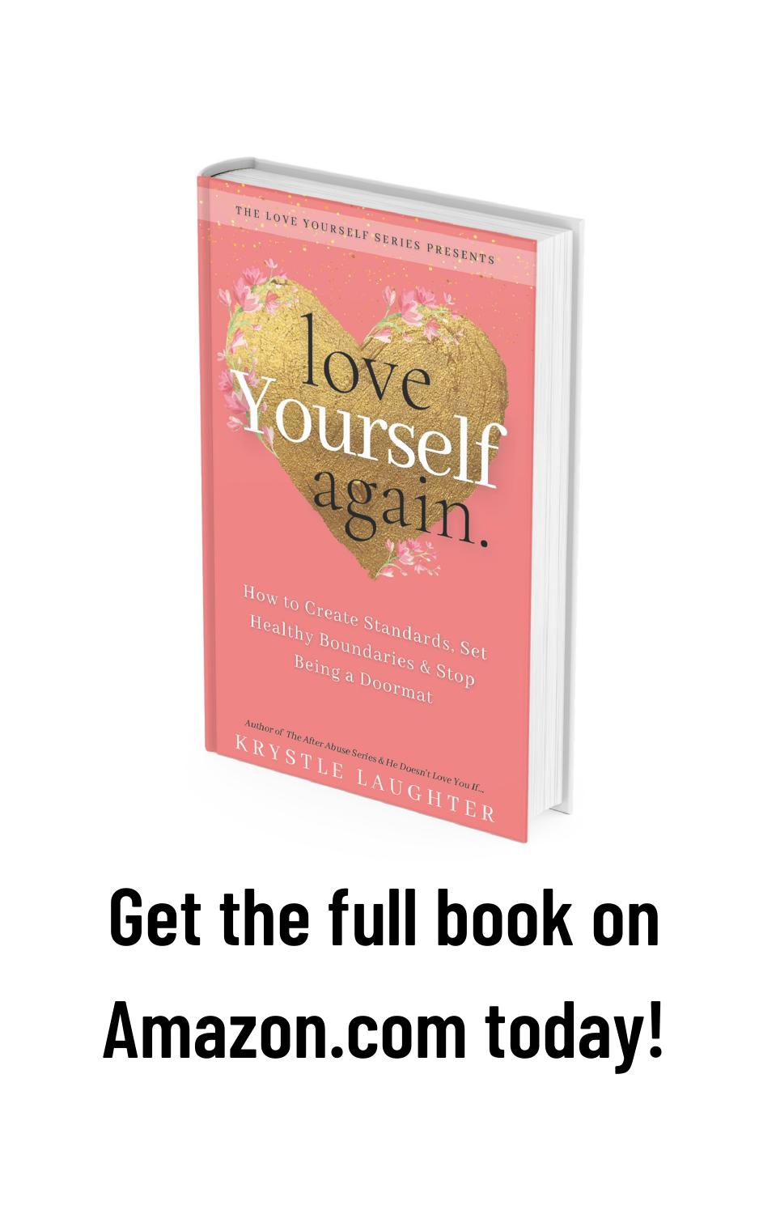THE LOVE YOURSELF SERIES PRESENTS

love Yourself again.

How to Create Standards, Set Healthy Boundaries & Stop Being a Doormat

Author of The After Abuse Series & He Doesn't Love You If...

KRYSTLE LAUGHTER

# Get the full book on Amazon.com today!